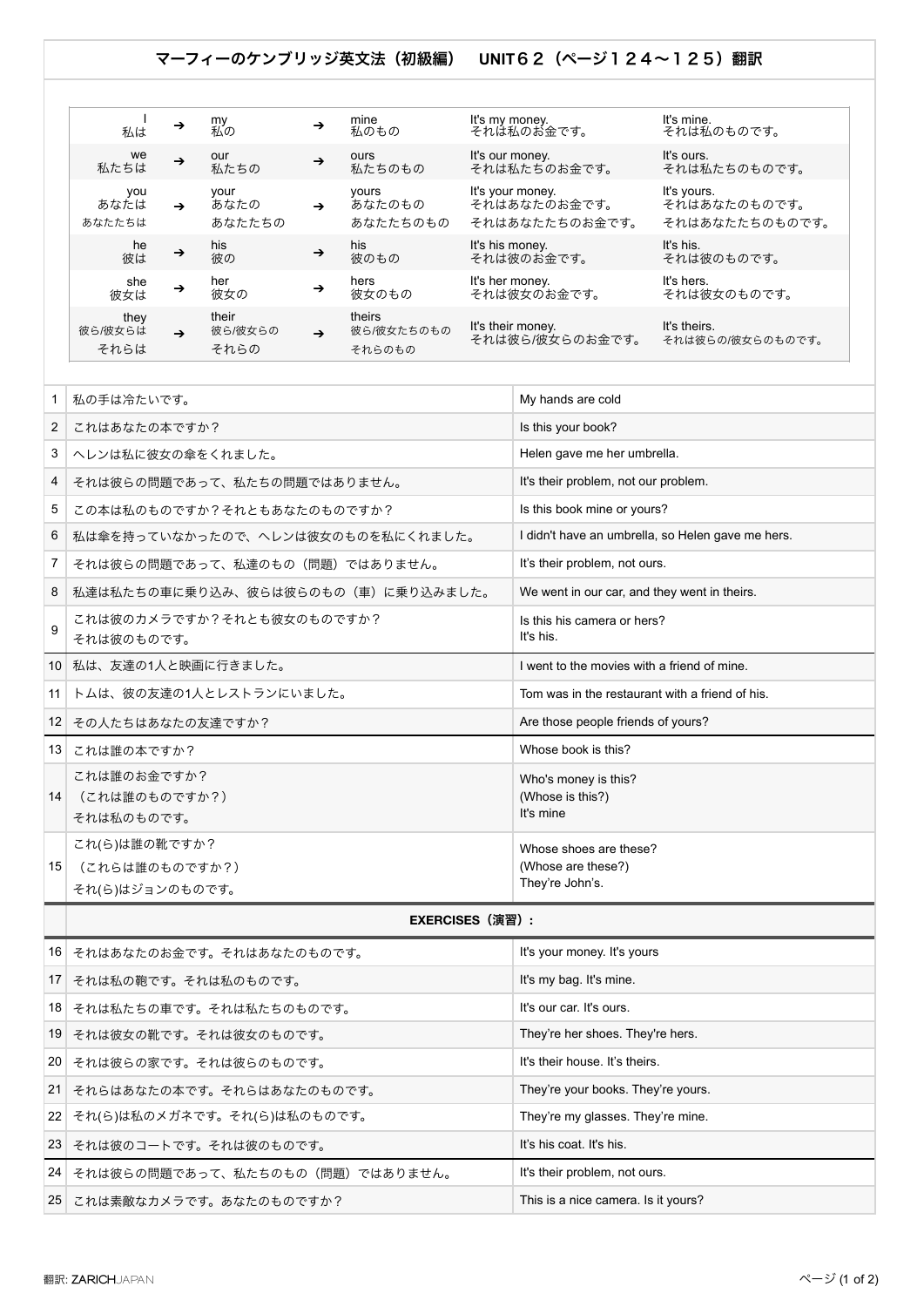# マーフィーのケンブリッジ英文法（初級編）　UNIT６２（ページ１２４〜１２５）翻訳

| | | | | | | | |
|---|---|---|---|---|---|---|---|
| I<br>私は | ➔ | my<br>私の | ➔ | mine<br>私のもの | It's my money.<br>それは私のお金です。 | It's mine.<br>それは私のものです。 |
| we<br>私たちは | ➔ | our<br>私たちの | ➔ | ours<br>私たちのもの | It's our money.<br>それは私たちのお金です。 | It's ours.<br>それは私たちのものです。 |
| you<br>あなたは<br>あなたたちは | ➔ | your<br>あなたの<br>あなたたちの | ➔ | yours<br>あなたのもの<br>あなたたちのもの | It's your money.<br>それはあなたのお金です。<br>それはあなたたちのお金です。 | It's yours.<br>それはあなたのものです。<br>それはあなたたちのものです。 |
| he<br>彼は | ➔ | his<br>彼の | ➔ | his<br>彼のもの | It's his money.<br>それは彼のお金です。 | It's his.<br>それは彼のものです。 |
| she<br>彼女は | ➔ | her<br>彼女の | ➔ | hers<br>彼女のもの | It's her money.<br>それは彼女のお金です。 | It's hers.<br>それは彼女のものです。 |
| they<br>彼ら/彼女らは<br>それらは | ➔ | their<br>彼ら/彼女らの<br>それらの | ➔ | theirs<br>彼ら/彼女たちのもの<br>それらのもの | It's their money.<br>それは彼ら/彼女らのお金です。 | It's theirs.<br>それは彼らの/彼女らのものです。 |

| | | |
|---|---|---|
| 1 | 私の手は冷たいです。 | My hands are cold |
| 2 | これはあなたの本ですか？ | Is this your book? |
| 3 | ヘレンは私に彼女の傘をくれました。 | Helen gave me her umbrella. |
| 4 | それは彼らの問題であって、私たちの問題ではありません。 | It's their problem, not our problem. |
| 5 | この本は私のものですか？それともあなたのものですか？ | Is this book mine or yours? |
| 6 | 私は傘を持っていなかったので、ヘレンは彼女のものを私にくれました。 | I didn't have an umbrella, so Helen gave me hers. |
| 7 | それは彼らの問題であって、私達のもの（問題）ではありません。 | It's their problem, not ours. |
| 8 | 私達は私たちの車に乗り込み、彼らは彼らのもの（車）に乗り込みました。 | We went in our car, and they went in theirs. |
| 9 | これは彼のカメラですか？それとも彼女のものですか？<br>それは彼のものです。 | Is this his camera or hers?<br>It's his. |
| 10 | 私は、友達の1人と映画に行きました。 | I went to the movies with a friend of mine. |
| 11 | トムは、彼の友達の1人とレストランにいました。 | Tom was in the restaurant with a friend of his. |
| 12 | その人たちはあなたの友達ですか？ | Are those people friends of yours? |
| 13 | これは誰の本ですか？ | Whose book is this? |
| 14 | これは誰のお金ですか？<br>（これは誰のものですか？）<br>それは私のものです。 | Who's money is this?<br>(Whose is this?)<br>It's mine |
| 15 | これ(ら)は誰の靴ですか？<br>（これらは誰のものですか？）<br>それ(ら)はジョンのものです。 | Whose shoes are these?<br>(Whose are these?)<br>They're John's. |
| | **EXERCISES（演習）:** | |
| 16 | それはあなたのお金です。それはあなたのものです。 | It's your money. It's yours |
| 17 | それは私の鞄です。それは私のものです。 | It's my bag. It's mine. |
| 18 | それは私たちの車です。それは私たちのものです。 | It's our car. It's ours. |
| 19 | それは彼女の靴です。それは彼女のものです。 | They're her shoes. They're hers. |
| 20 | それは彼らの家です。それは彼らのものです。 | It's their house. It's theirs. |
| 21 | それらはあなたの本です。それらはあなたのものです。 | They're your books. They're yours. |
| 22 | それ(ら)は私のメガネです。それ(ら)は私のものです。 | They're my glasses. They're mine. |
| 23 | それは彼のコートです。それは彼のものです。 | It's his coat. It's his. |
| 24 | それは彼らの問題であって、私たちのもの（問題）ではありません。 | It's their problem, not ours. |
| 25 | これは素敵なカメラです。あなたのものですか？ | This is a nice camera. Is it yours? |

翻訳: ZARICHJAPAN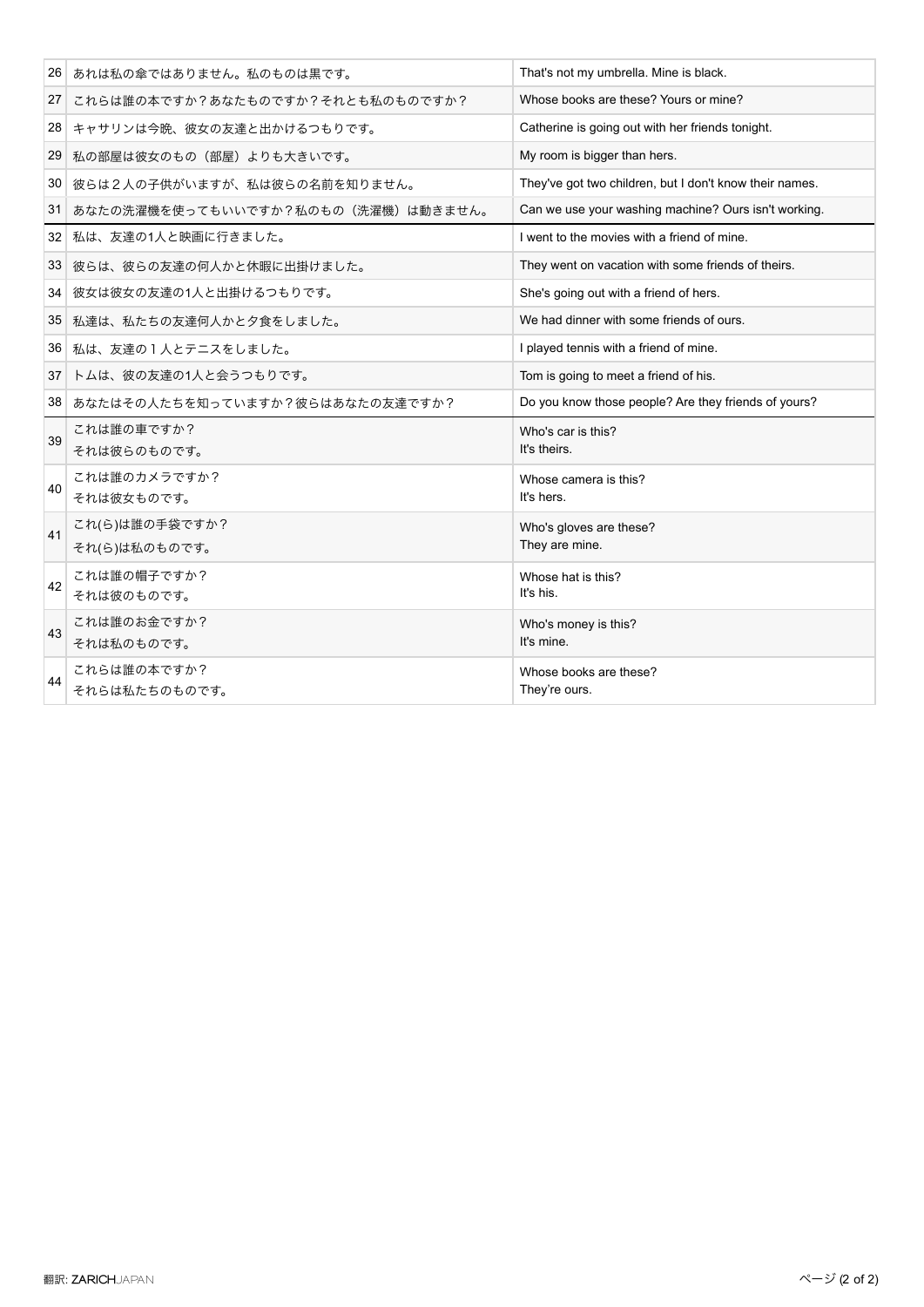| | | |
|---|---|---|
| 26 | あれは私の傘ではありません。私のものは黒です。 | That's not my umbrella. Mine is black. |
| 27 | これらは誰の本ですか？あなたものですか？それとも私のものですか？ | Whose books are these? Yours or mine? |
| 28 | キャサリンは今晩、彼女の友達と出かけるつもりです。 | Catherine is going out with her friends tonight. |
| 29 | 私の部屋は彼女のもの（部屋）よりも大きいです。 | My room is bigger than hers. |
| 30 | 彼らは２人の子供がいますが、私は彼らの名前を知りません。 | They've got two children, but I don't know their names. |
| 31 | あなたの洗濯機を使ってもいいですか？私のもの（洗濯機）は動きません。 | Can we use your washing machine? Ours isn't working. |
| 32 | 私は、友達の1人と映画に行きました。 | I went to the movies with a friend of mine. |
| 33 | 彼らは、彼らの友達の何人かと休暇に出掛けました。 | They went on vacation with some friends of theirs. |
| 34 | 彼女は彼女の友達の1人と出掛けるつもりです。 | She's going out with a friend of hers. |
| 35 | 私達は、私たちの友達何人かと夕食をしました。 | We had dinner with some friends of ours. |
| 36 | 私は、友達の１人とテニスをしました。 | I played tennis with a friend of mine. |
| 37 | トムは、彼の友達の1人と会うつもりです。 | Tom is going to meet a friend of his. |
| 38 | あなたはその人たちを知っていますか？彼らはあなたの友達ですか？ | Do you know those people? Are they friends of yours? |
| 39 | これは誰の車ですか？<br>それは彼らのものです。 | Who's car is this?<br>It's theirs. |
| 40 | これは誰のカメラですか？<br>それは彼女ものです。 | Whose camera is this?<br>It's hers. |
| 41 | これ(ら)は誰の手袋ですか？<br>それ(ら)は私のものです。 | Who's gloves are these?<br>They are mine. |
| 42 | これは誰の帽子ですか？<br>それは彼のものです。 | Whose hat is this?<br>It's his. |
| 43 | これは誰のお金ですか？<br>それは私のものです。 | Who's money is this?<br>It's mine. |
| 44 | これらは誰の本ですか？<br>それらは私たちのものです。 | Whose books are these?<br>They're ours. |

翻訳: ZARICHJAPAN